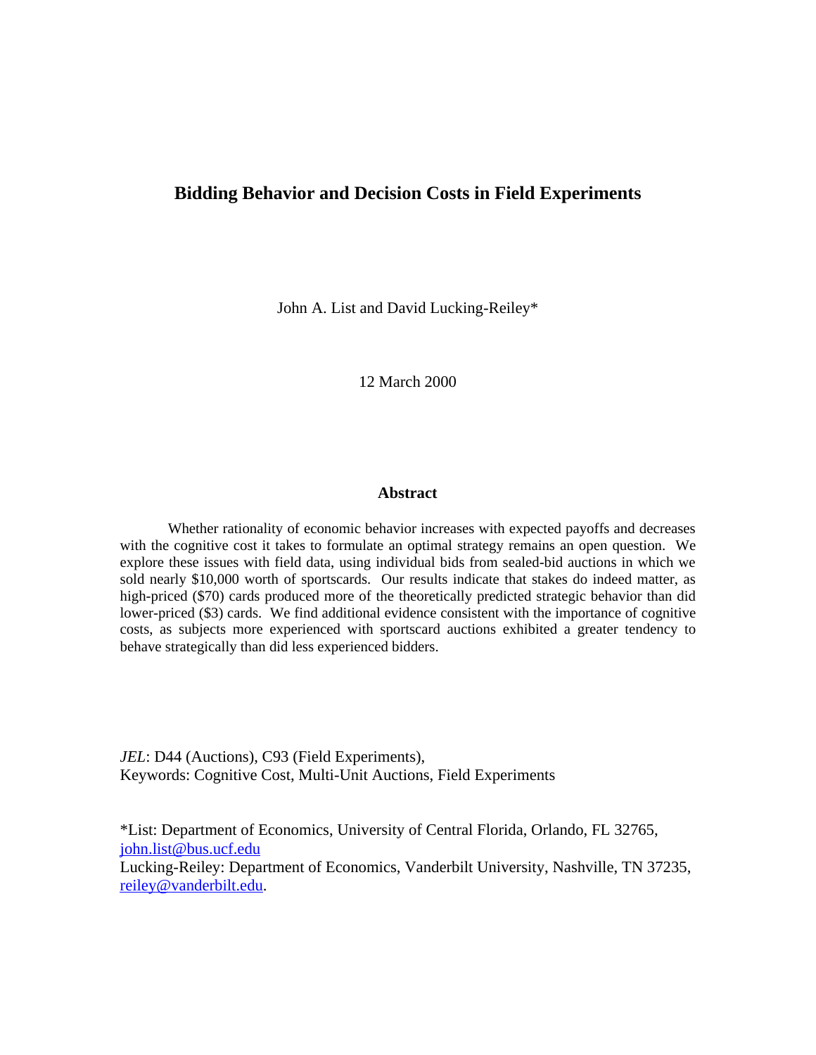# Bidding Behavior and Decision Costs in Field Experiments

John A. List and David Lucking-Reiley*

12 March 2000

## Abstract

Whether rationality of economic behavior increases with expected payoffs and decreases with the cognitive cost it takes to formulate an optimal strategy remains an open question. We explore these issues with field data, using individual bids from sealed-bid auctions in which we sold nearly $10,000 worth of sportscards. Our results indicate that stakes do indeed matter, as high-priced ($70) cards produced more of the theoretically predicted strategic behavior than did lower-priced ($3) cards. We find additional evidence consistent with the importance of cognitive costs, as subjects more experienced with sportscard auctions exhibited a greater tendency to behave strategically than did less experienced bidders.

*JEL*: D44 (Auctions), C93 (Field Experiments),
Keywords: Cognitive Cost, Multi-Unit Auctions, Field Experiments

*List: Department of Economics, University of Central Florida, Orlando, FL 32765, john.list@bus.ucf.edu
Lucking-Reiley: Department of Economics, Vanderbilt University, Nashville, TN 37235, reiley@vanderbilt.edu.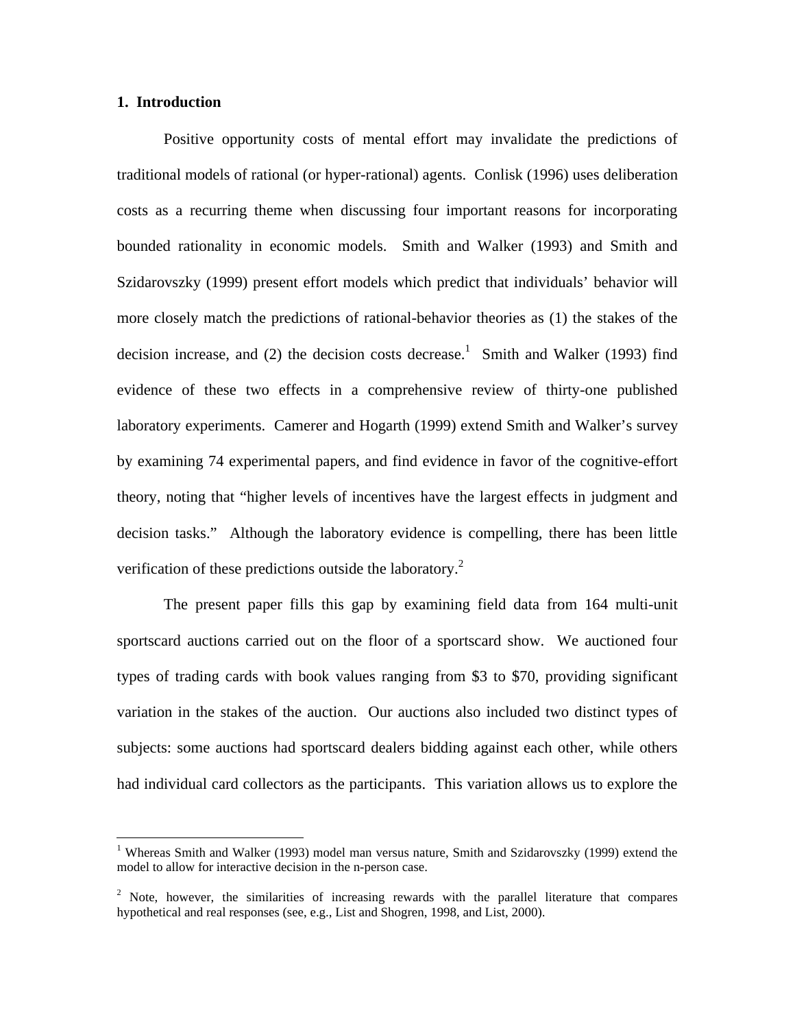## 1. Introduction

Positive opportunity costs of mental effort may invalidate the predictions of traditional models of rational (or hyper-rational) agents. Conlisk (1996) uses deliberation costs as a recurring theme when discussing four important reasons for incorporating bounded rationality in economic models. Smith and Walker (1993) and Smith and Szidarovszky (1999) present effort models which predict that individuals' behavior will more closely match the predictions of rational-behavior theories as (1) the stakes of the decision increase, and (2) the decision costs decrease.[1] Smith and Walker (1993) find evidence of these two effects in a comprehensive review of thirty-one published laboratory experiments. Camerer and Hogarth (1999) extend Smith and Walker's survey by examining 74 experimental papers, and find evidence in favor of the cognitive-effort theory, noting that "higher levels of incentives have the largest effects in judgment and decision tasks." Although the laboratory evidence is compelling, there has been little verification of these predictions outside the laboratory.[2]

The present paper fills this gap by examining field data from 164 multi-unit sportscard auctions carried out on the floor of a sportscard show. We auctioned four types of trading cards with book values ranging from $3 to $70, providing significant variation in the stakes of the auction. Our auctions also included two distinct types of subjects: some auctions had sportscard dealers bidding against each other, while others had individual card collectors as the participants. This variation allows us to explore the

---

[1] Whereas Smith and Walker (1993) model man versus nature, Smith and Szidarovszky (1999) extend the model to allow for interactive decision in the n-person case.

[2] Note, however, the similarities of increasing rewards with the parallel literature that compares hypothetical and real responses (see, e.g., List and Shogren, 1998, and List, 2000).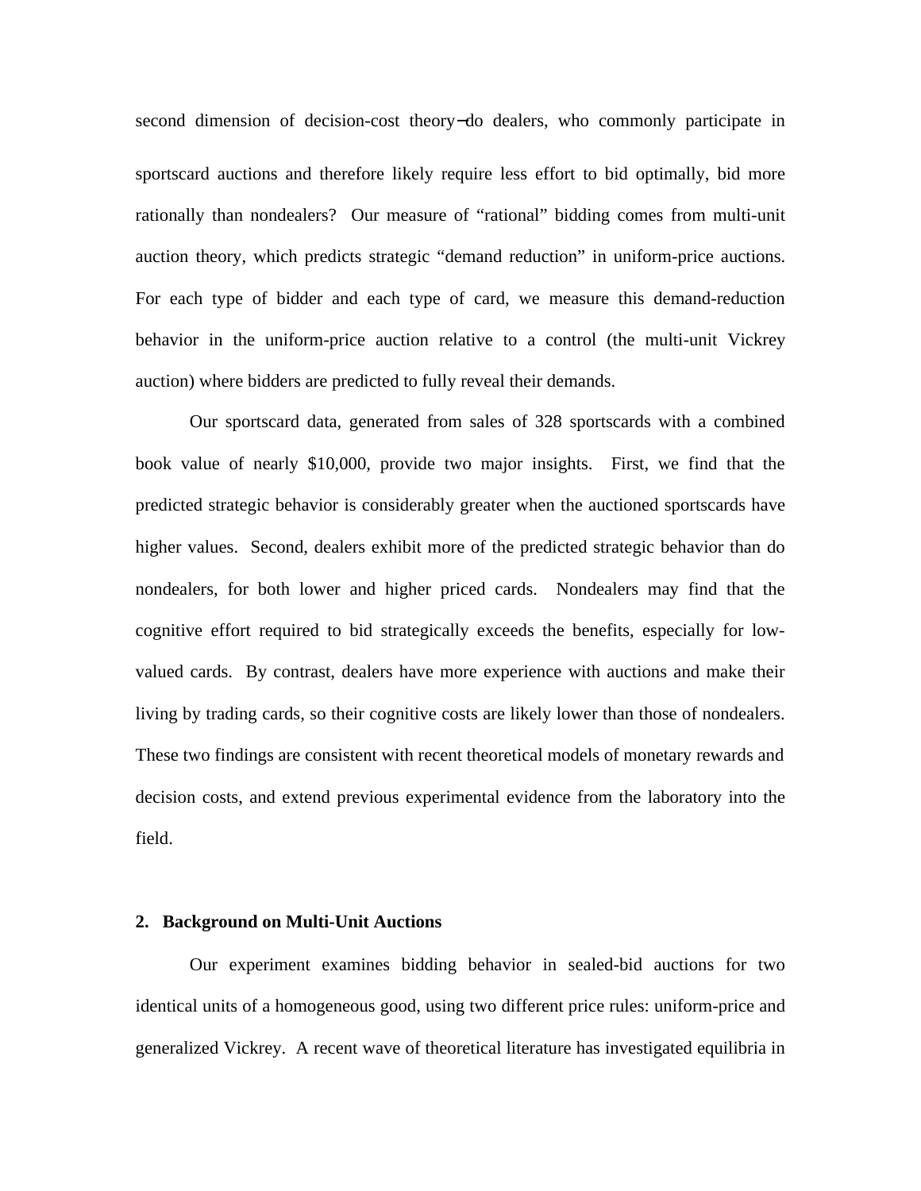second dimension of decision-cost theory−do dealers, who commonly participate in sportscard auctions and therefore likely require less effort to bid optimally, bid more rationally than nondealers? Our measure of "rational" bidding comes from multi-unit auction theory, which predicts strategic "demand reduction" in uniform-price auctions. For each type of bidder and each type of card, we measure this demand-reduction behavior in the uniform-price auction relative to a control (the multi-unit Vickrey auction) where bidders are predicted to fully reveal their demands.

Our sportscard data, generated from sales of 328 sportscards with a combined book value of nearly $10,000, provide two major insights. First, we find that the predicted strategic behavior is considerably greater when the auctioned sportscards have higher values. Second, dealers exhibit more of the predicted strategic behavior than do nondealers, for both lower and higher priced cards. Nondealers may find that the cognitive effort required to bid strategically exceeds the benefits, especially for low-valued cards. By contrast, dealers have more experience with auctions and make their living by trading cards, so their cognitive costs are likely lower than those of nondealers. These two findings are consistent with recent theoretical models of monetary rewards and decision costs, and extend previous experimental evidence from the laboratory into the field.

## 2. Background on Multi-Unit Auctions

Our experiment examines bidding behavior in sealed-bid auctions for two identical units of a homogeneous good, using two different price rules: uniform-price and generalized Vickrey. A recent wave of theoretical literature has investigated equilibria in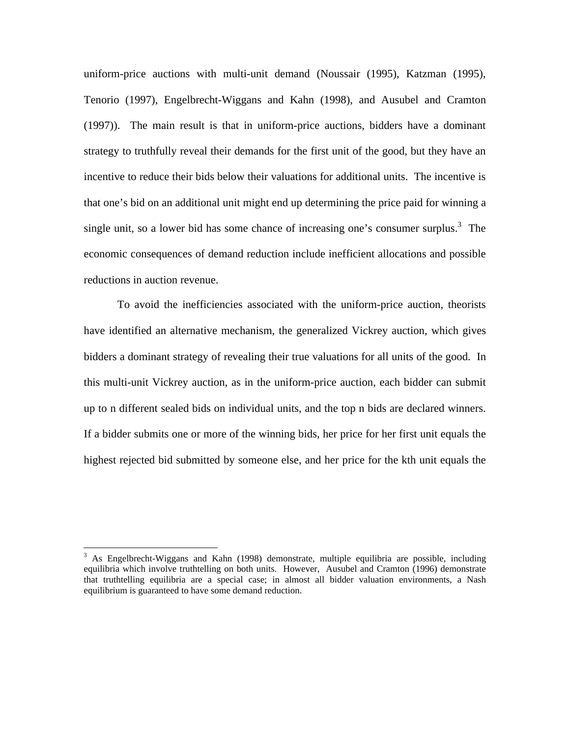uniform-price auctions with multi-unit demand (Noussair (1995), Katzman (1995), Tenorio (1997), Engelbrecht-Wiggans and Kahn (1998), and Ausubel and Cramton (1997)). The main result is that in uniform-price auctions, bidders have a dominant strategy to truthfully reveal their demands for the first unit of the good, but they have an incentive to reduce their bids below their valuations for additional units. The incentive is that one's bid on an additional unit might end up determining the price paid for winning a single unit, so a lower bid has some chance of increasing one's consumer surplus.[3] The economic consequences of demand reduction include inefficient allocations and possible reductions in auction revenue.

To avoid the inefficiencies associated with the uniform-price auction, theorists have identified an alternative mechanism, the generalized Vickrey auction, which gives bidders a dominant strategy of revealing their true valuations for all units of the good. In this multi-unit Vickrey auction, as in the uniform-price auction, each bidder can submit up to n different sealed bids on individual units, and the top n bids are declared winners. If a bidder submits one or more of the winning bids, her price for her first unit equals the highest rejected bid submitted by someone else, and her price for the kth unit equals the

---

[3] As Engelbrecht-Wiggans and Kahn (1998) demonstrate, multiple equilibria are possible, including equilibria which involve truthtelling on both units. However, Ausubel and Cramton (1996) demonstrate that truthtelling equilibria are a special case; in almost all bidder valuation environments, a Nash equilibrium is guaranteed to have some demand reduction.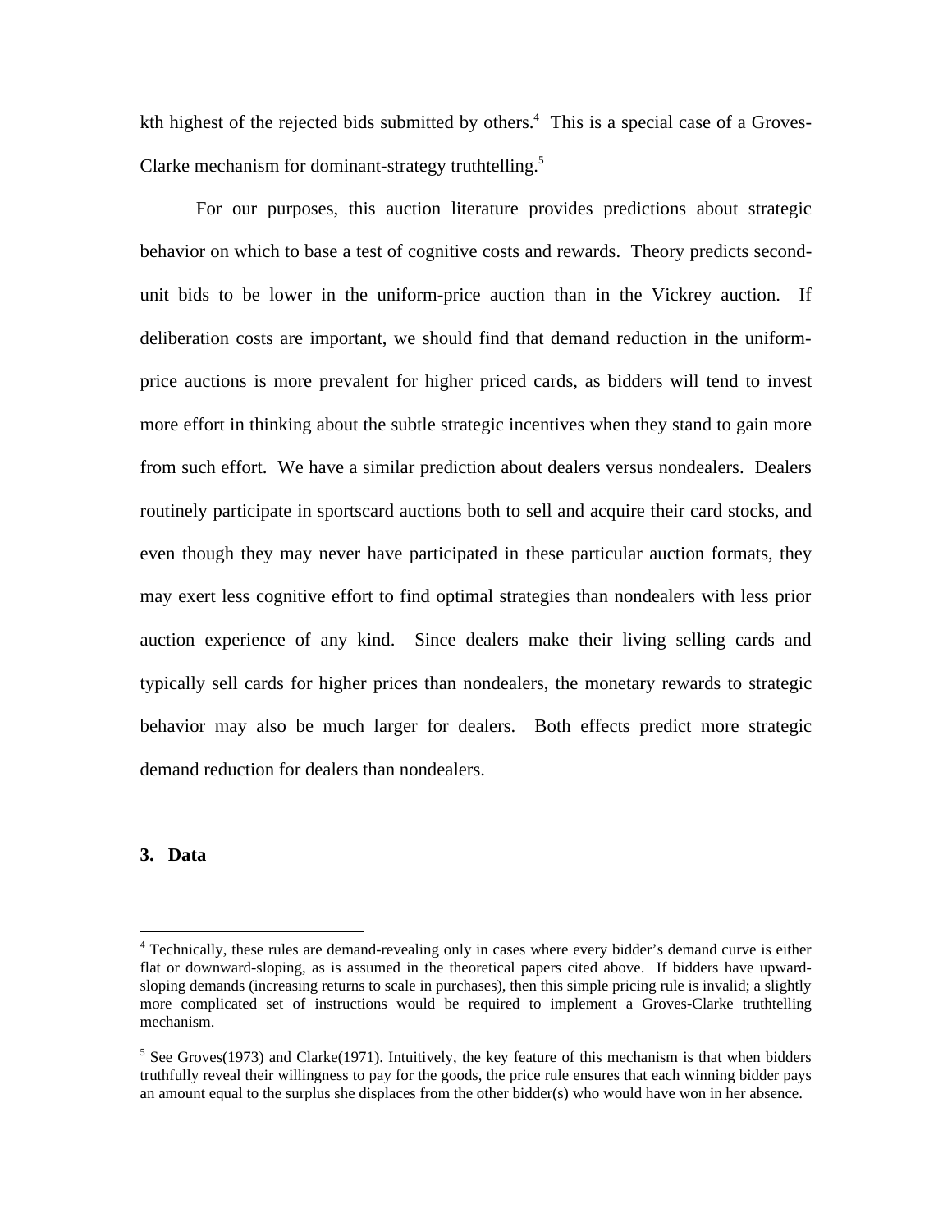kth highest of the rejected bids submitted by others.[4] This is a special case of a Groves-Clarke mechanism for dominant-strategy truthtelling.[5]

For our purposes, this auction literature provides predictions about strategic behavior on which to base a test of cognitive costs and rewards. Theory predicts second-unit bids to be lower in the uniform-price auction than in the Vickrey auction. If deliberation costs are important, we should find that demand reduction in the uniform-price auctions is more prevalent for higher priced cards, as bidders will tend to invest more effort in thinking about the subtle strategic incentives when they stand to gain more from such effort. We have a similar prediction about dealers versus nondealers. Dealers routinely participate in sportscard auctions both to sell and acquire their card stocks, and even though they may never have participated in these particular auction formats, they may exert less cognitive effort to find optimal strategies than nondealers with less prior auction experience of any kind. Since dealers make their living selling cards and typically sell cards for higher prices than nondealers, the monetary rewards to strategic behavior may also be much larger for dealers. Both effects predict more strategic demand reduction for dealers than nondealers.

## 3. Data

---

[4] Technically, these rules are demand-revealing only in cases where every bidder's demand curve is either flat or downward-sloping, as is assumed in the theoretical papers cited above. If bidders have upward-sloping demands (increasing returns to scale in purchases), then this simple pricing rule is invalid; a slightly more complicated set of instructions would be required to implement a Groves-Clarke truthtelling mechanism.

[5] See Groves(1973) and Clarke(1971). Intuitively, the key feature of this mechanism is that when bidders truthfully reveal their willingness to pay for the goods, the price rule ensures that each winning bidder pays an amount equal to the surplus she displaces from the other bidder(s) who would have won in her absence.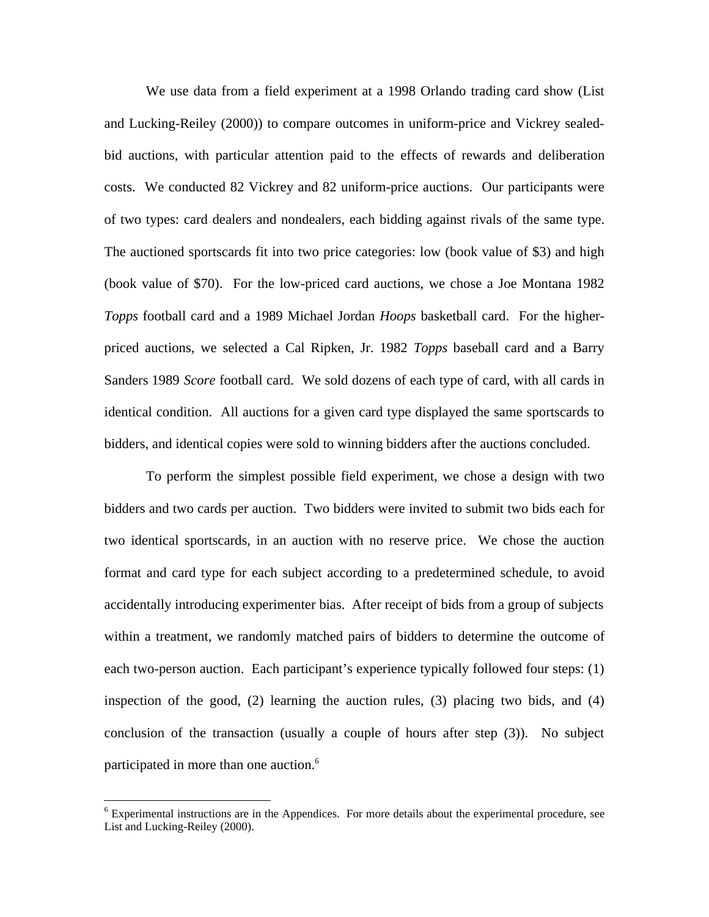We use data from a field experiment at a 1998 Orlando trading card show (List and Lucking-Reiley (2000)) to compare outcomes in uniform-price and Vickrey sealed-bid auctions, with particular attention paid to the effects of rewards and deliberation costs. We conducted 82 Vickrey and 82 uniform-price auctions. Our participants were of two types: card dealers and nondealers, each bidding against rivals of the same type. The auctioned sportscards fit into two price categories: low (book value of $3) and high (book value of $70). For the low-priced card auctions, we chose a Joe Montana 1982 *Topps* football card and a 1989 Michael Jordan *Hoops* basketball card. For the higher-priced auctions, we selected a Cal Ripken, Jr. 1982 *Topps* baseball card and a Barry Sanders 1989 *Score* football card. We sold dozens of each type of card, with all cards in identical condition. All auctions for a given card type displayed the same sportscards to bidders, and identical copies were sold to winning bidders after the auctions concluded.

To perform the simplest possible field experiment, we chose a design with two bidders and two cards per auction. Two bidders were invited to submit two bids each for two identical sportscards, in an auction with no reserve price. We chose the auction format and card type for each subject according to a predetermined schedule, to avoid accidentally introducing experimenter bias. After receipt of bids from a group of subjects within a treatment, we randomly matched pairs of bidders to determine the outcome of each two-person auction. Each participant's experience typically followed four steps: (1) inspection of the good, (2) learning the auction rules, (3) placing two bids, and (4) conclusion of the transaction (usually a couple of hours after step (3)). No subject participated in more than one auction.[6]

[6] Experimental instructions are in the Appendices. For more details about the experimental procedure, see List and Lucking-Reiley (2000).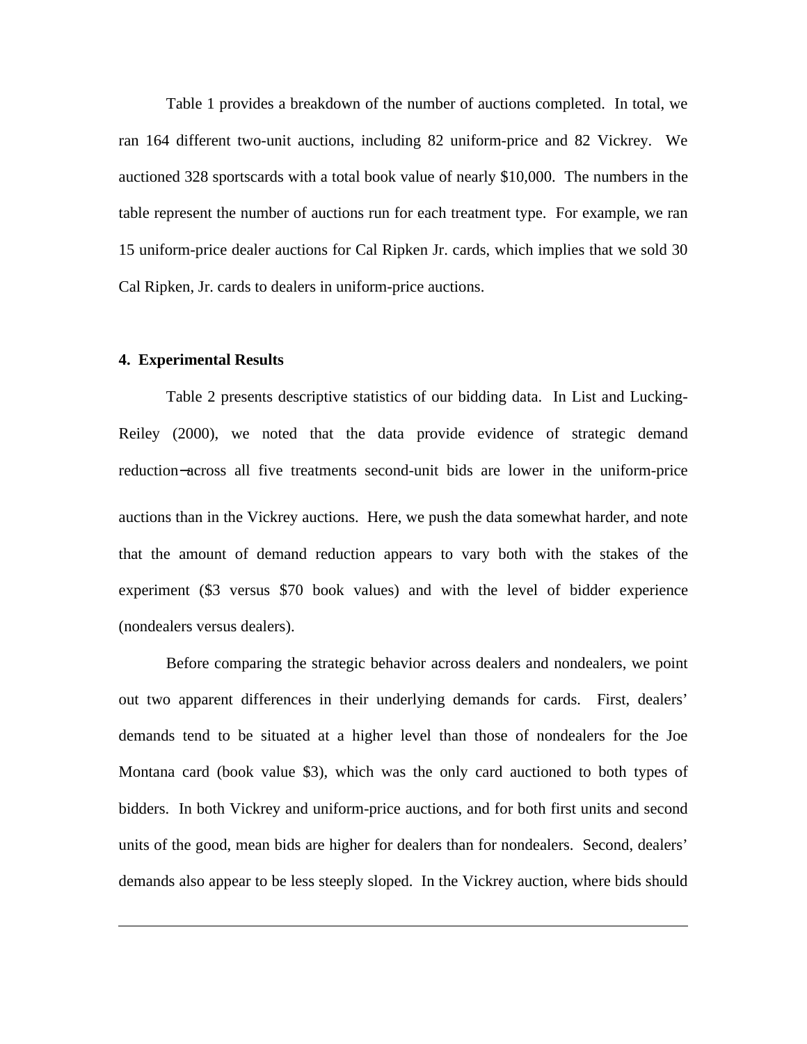Table 1 provides a breakdown of the number of auctions completed. In total, we ran 164 different two-unit auctions, including 82 uniform-price and 82 Vickrey. We auctioned 328 sportscards with a total book value of nearly $10,000. The numbers in the table represent the number of auctions run for each treatment type. For example, we ran 15 uniform-price dealer auctions for Cal Ripken Jr. cards, which implies that we sold 30 Cal Ripken, Jr. cards to dealers in uniform-price auctions.

## 4. Experimental Results

Table 2 presents descriptive statistics of our bidding data. In List and Lucking-Reiley (2000), we noted that the data provide evidence of strategic demand reduction−across all five treatments second-unit bids are lower in the uniform-price auctions than in the Vickrey auctions. Here, we push the data somewhat harder, and note that the amount of demand reduction appears to vary both with the stakes of the experiment ($3 versus $70 book values) and with the level of bidder experience (nondealers versus dealers).

Before comparing the strategic behavior across dealers and nondealers, we point out two apparent differences in their underlying demands for cards. First, dealers' demands tend to be situated at a higher level than those of nondealers for the Joe Montana card (book value $3), which was the only card auctioned to both types of bidders. In both Vickrey and uniform-price auctions, and for both first units and second units of the good, mean bids are higher for dealers than for nondealers. Second, dealers' demands also appear to be less steeply sloped. In the Vickrey auction, where bids should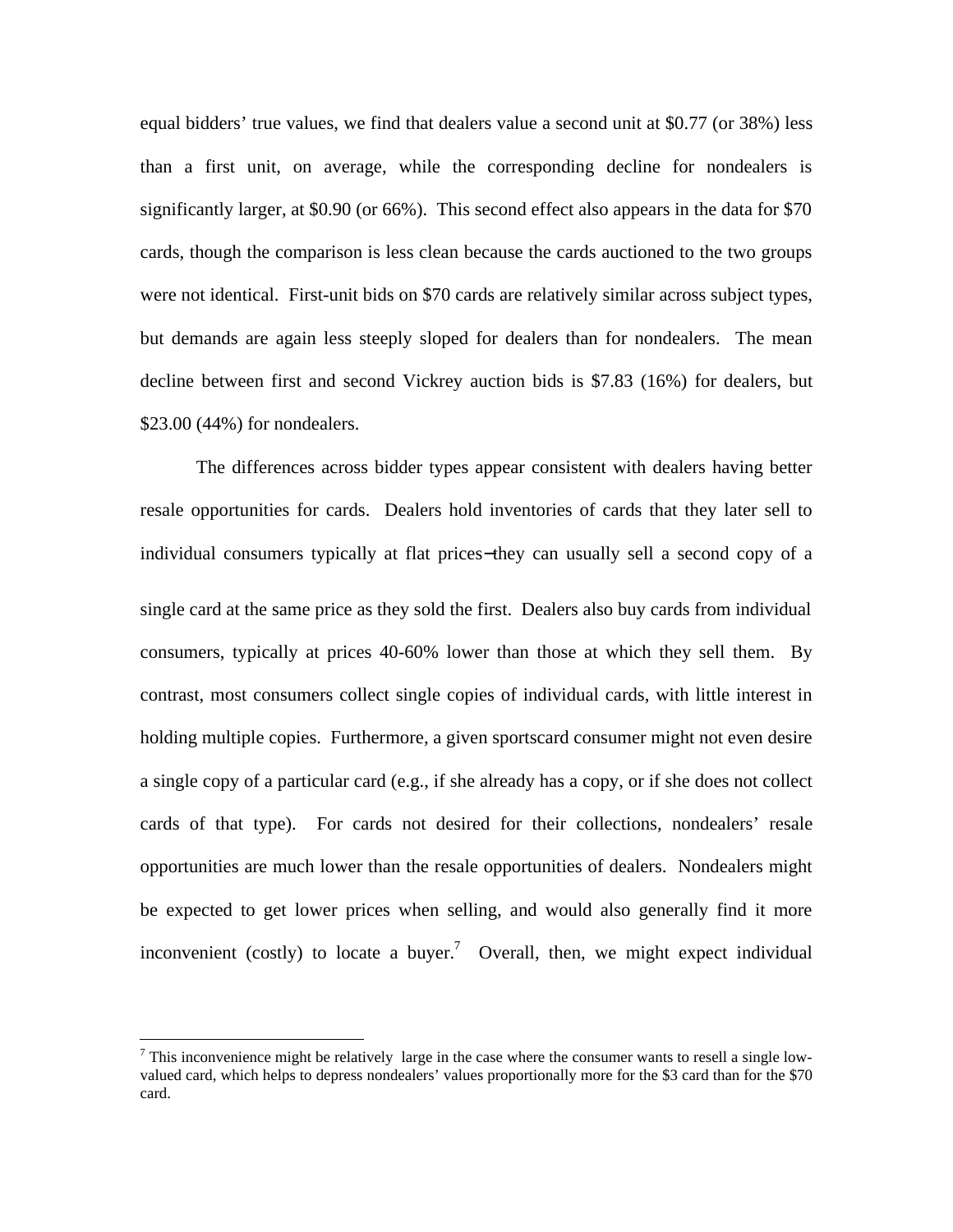equal bidders' true values, we find that dealers value a second unit at $0.77 (or 38%) less than a first unit, on average, while the corresponding decline for nondealers is significantly larger, at $0.90 (or 66%). This second effect also appears in the data for $70 cards, though the comparison is less clean because the cards auctioned to the two groups were not identical. First-unit bids on $70 cards are relatively similar across subject types, but demands are again less steeply sloped for dealers than for nondealers. The mean decline between first and second Vickrey auction bids is $7.83 (16%) for dealers, but $23.00 (44%) for nondealers.

The differences across bidder types appear consistent with dealers having better resale opportunities for cards. Dealers hold inventories of cards that they later sell to individual consumers typically at flat prices−they can usually sell a second copy of a single card at the same price as they sold the first. Dealers also buy cards from individual consumers, typically at prices 40-60% lower than those at which they sell them. By contrast, most consumers collect single copies of individual cards, with little interest in holding multiple copies. Furthermore, a given sportscard consumer might not even desire a single copy of a particular card (e.g., if she already has a copy, or if she does not collect cards of that type). For cards not desired for their collections, nondealers' resale opportunities are much lower than the resale opportunities of dealers. Nondealers might be expected to get lower prices when selling, and would also generally find it more inconvenient (costly) to locate a buyer.[7] Overall, then, we might expect individual

---

[7] This inconvenience might be relatively large in the case where the consumer wants to resell a single low-valued card, which helps to depress nondealers' values proportionally more for the $3 card than for the $70 card.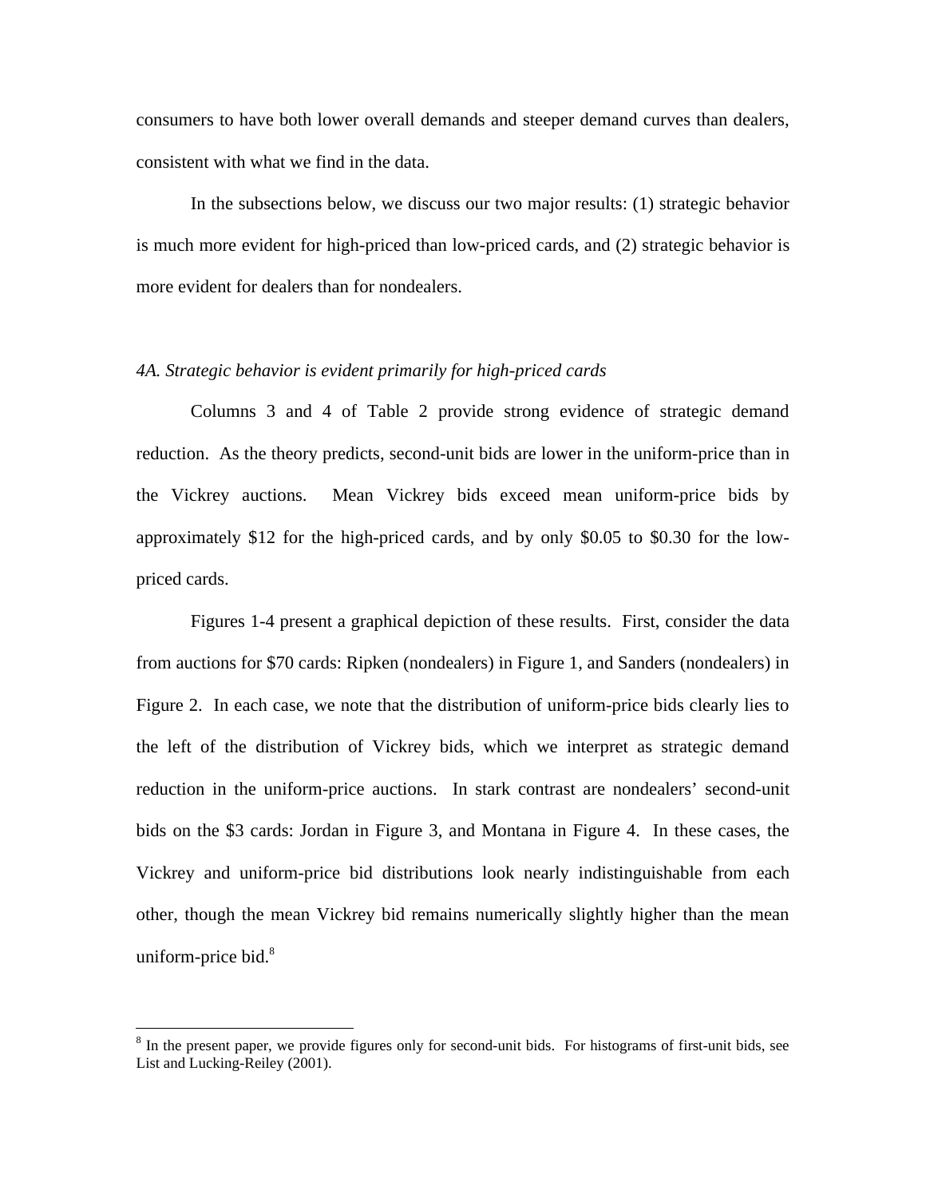consumers to have both lower overall demands and steeper demand curves than dealers, consistent with what we find in the data.

In the subsections below, we discuss our two major results: (1) strategic behavior is much more evident for high-priced than low-priced cards, and (2) strategic behavior is more evident for dealers than for nondealers.

*4A. Strategic behavior is evident primarily for high-priced cards*

Columns 3 and 4 of Table 2 provide strong evidence of strategic demand reduction. As the theory predicts, second-unit bids are lower in the uniform-price than in the Vickrey auctions. Mean Vickrey bids exceed mean uniform-price bids by approximately $12 for the high-priced cards, and by only $0.05 to $0.30 for the low-priced cards.

Figures 1-4 present a graphical depiction of these results. First, consider the data from auctions for $70 cards: Ripken (nondealers) in Figure 1, and Sanders (nondealers) in Figure 2. In each case, we note that the distribution of uniform-price bids clearly lies to the left of the distribution of Vickrey bids, which we interpret as strategic demand reduction in the uniform-price auctions. In stark contrast are nondealers' second-unit bids on the $3 cards: Jordan in Figure 3, and Montana in Figure 4. In these cases, the Vickrey and uniform-price bid distributions look nearly indistinguishable from each other, though the mean Vickrey bid remains numerically slightly higher than the mean uniform-price bid.[8]

[8] In the present paper, we provide figures only for second-unit bids. For histograms of first-unit bids, see List and Lucking-Reiley (2001).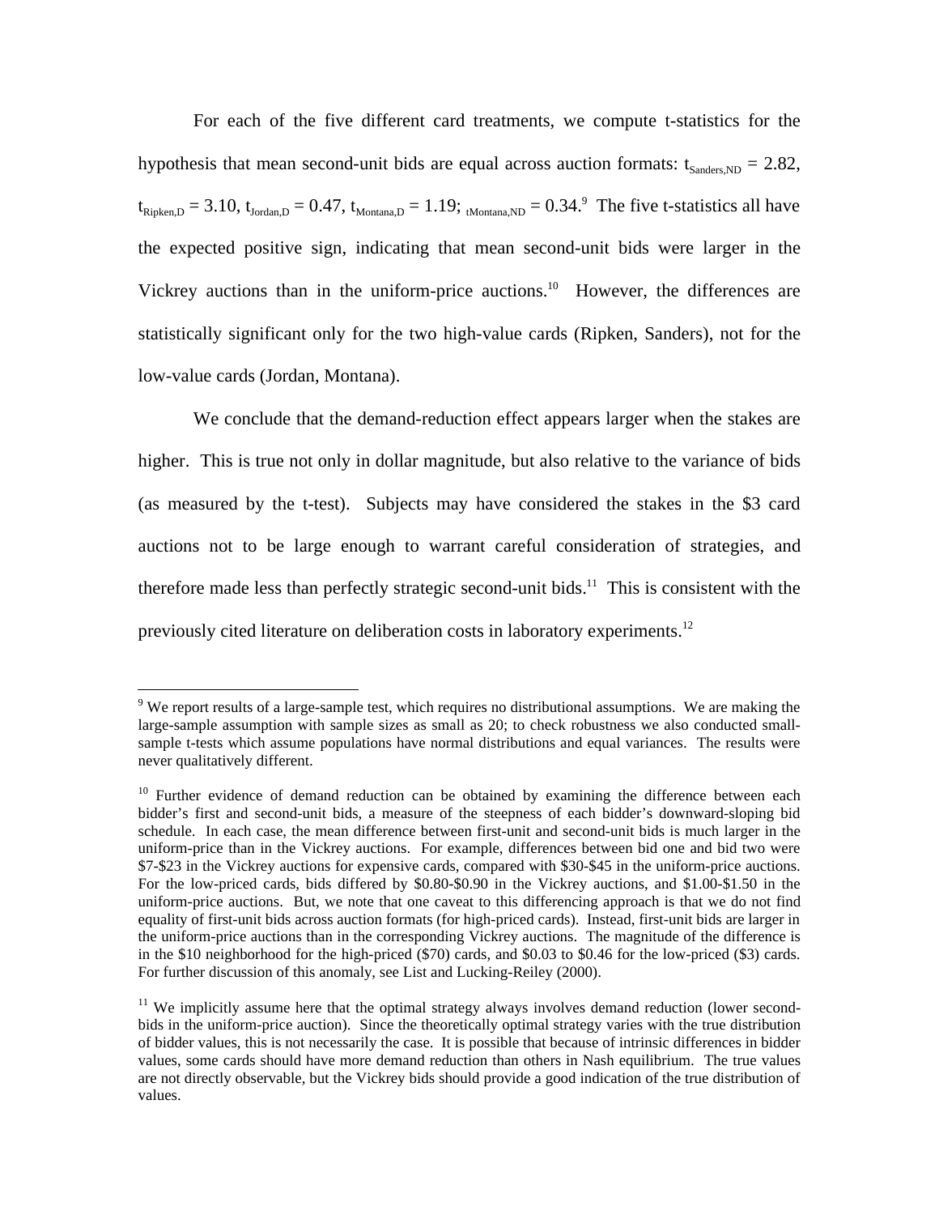For each of the five different card treatments, we compute t-statistics for the hypothesis that mean second-unit bids are equal across auction formats: $t_{Sanders,ND} = 2.82$, $t_{Ripken,D} = 3.10$, $t_{Jordan,D} = 0.47$, $t_{Montana,D} = 1.19$; $_{tMontana,ND} = 0.34$.[9] The five t-statistics all have the expected positive sign, indicating that mean second-unit bids were larger in the Vickrey auctions than in the uniform-price auctions.[10] However, the differences are statistically significant only for the two high-value cards (Ripken, Sanders), not for the low-value cards (Jordan, Montana).

We conclude that the demand-reduction effect appears larger when the stakes are higher. This is true not only in dollar magnitude, but also relative to the variance of bids (as measured by the t-test). Subjects may have considered the stakes in the $3 card auctions not to be large enough to warrant careful consideration of strategies, and therefore made less than perfectly strategic second-unit bids.[11] This is consistent with the previously cited literature on deliberation costs in laboratory experiments.[12]

---

[9] We report results of a large-sample test, which requires no distributional assumptions. We are making the large-sample assumption with sample sizes as small as 20; to check robustness we also conducted small-sample t-tests which assume populations have normal distributions and equal variances. The results were never qualitatively different.

[10] Further evidence of demand reduction can be obtained by examining the difference between each bidder's first and second-unit bids, a measure of the steepness of each bidder's downward-sloping bid schedule. In each case, the mean difference between first-unit and second-unit bids is much larger in the uniform-price than in the Vickrey auctions. For example, differences between bid one and bid two were $7-$23 in the Vickrey auctions for expensive cards, compared with $30-$45 in the uniform-price auctions. For the low-priced cards, bids differed by $0.80-$0.90 in the Vickrey auctions, and $1.00-$1.50 in the uniform-price auctions. But, we note that one caveat to this differencing approach is that we do not find equality of first-unit bids across auction formats (for high-priced cards). Instead, first-unit bids are larger in the uniform-price auctions than in the corresponding Vickrey auctions. The magnitude of the difference is in the $10 neighborhood for the high-priced ($70) cards, and $0.03 to $0.46 for the low-priced ($3) cards. For further discussion of this anomaly, see List and Lucking-Reiley (2000).

[11] We implicitly assume here that the optimal strategy always involves demand reduction (lower second-bids in the uniform-price auction). Since the theoretically optimal strategy varies with the true distribution of bidder values, this is not necessarily the case. It is possible that because of intrinsic differences in bidder values, some cards should have more demand reduction than others in Nash equilibrium. The true values are not directly observable, but the Vickrey bids should provide a good indication of the true distribution of values.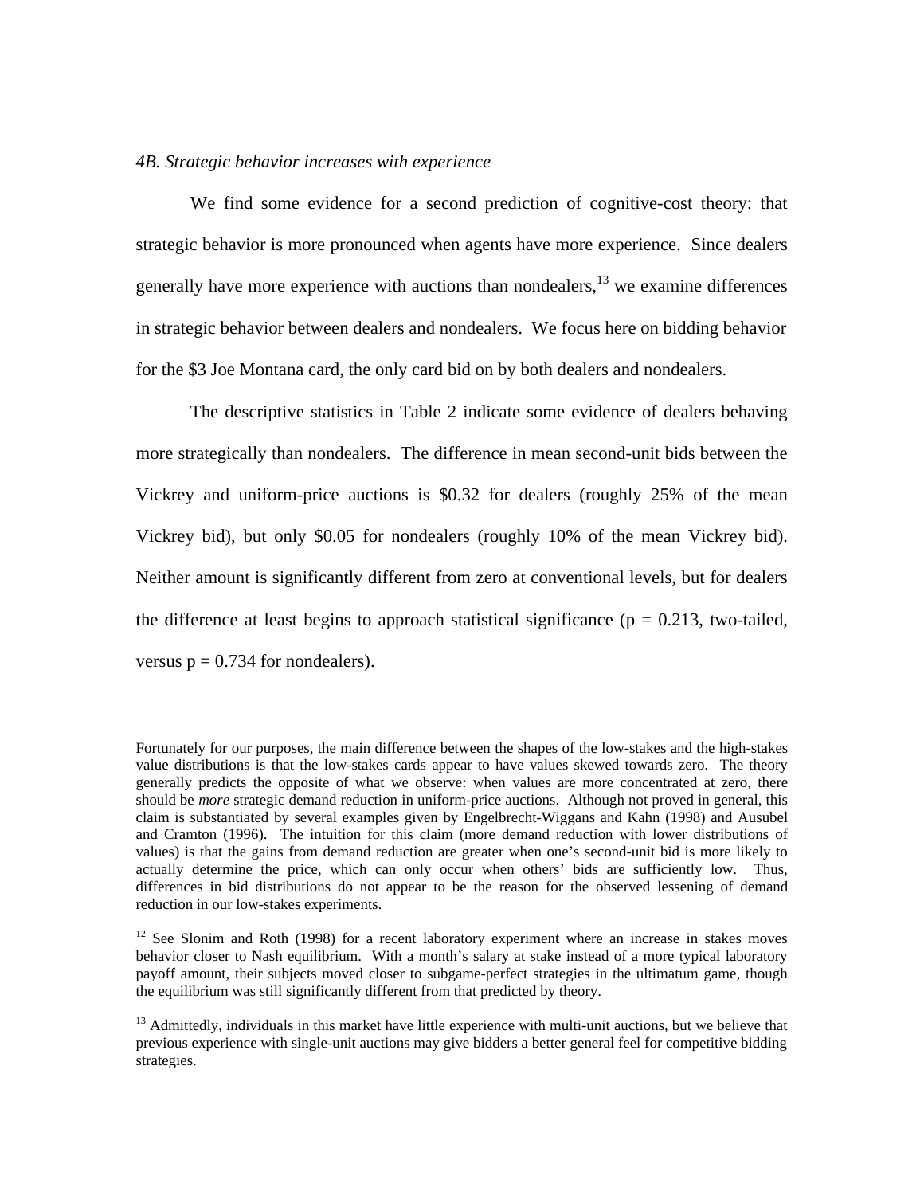*4B. Strategic behavior increases with experience*

We find some evidence for a second prediction of cognitive-cost theory: that strategic behavior is more pronounced when agents have more experience. Since dealers generally have more experience with auctions than nondealers,[13] we examine differences in strategic behavior between dealers and nondealers. We focus here on bidding behavior for the $3 Joe Montana card, the only card bid on by both dealers and nondealers.

The descriptive statistics in Table 2 indicate some evidence of dealers behaving more strategically than nondealers. The difference in mean second-unit bids between the Vickrey and uniform-price auctions is $0.32 for dealers (roughly 25% of the mean Vickrey bid), but only $0.05 for nondealers (roughly 10% of the mean Vickrey bid). Neither amount is significantly different from zero at conventional levels, but for dealers the difference at least begins to approach statistical significance ($p = 0.213$, two-tailed, versus $p = 0.734$ for nondealers).

---

Fortunately for our purposes, the main difference between the shapes of the low-stakes and the high-stakes value distributions is that the low-stakes cards appear to have values skewed towards zero. The theory generally predicts the opposite of what we observe: when values are more concentrated at zero, there should be *more* strategic demand reduction in uniform-price auctions. Although not proved in general, this claim is substantiated by several examples given by Engelbrecht-Wiggans and Kahn (1998) and Ausubel and Cramton (1996). The intuition for this claim (more demand reduction with lower distributions of values) is that the gains from demand reduction are greater when one's second-unit bid is more likely to actually determine the price, which can only occur when others' bids are sufficiently low. Thus, differences in bid distributions do not appear to be the reason for the observed lessening of demand reduction in our low-stakes experiments.

[12] See Slonim and Roth (1998) for a recent laboratory experiment where an increase in stakes moves behavior closer to Nash equilibrium. With a month's salary at stake instead of a more typical laboratory payoff amount, their subjects moved closer to subgame-perfect strategies in the ultimatum game, though the equilibrium was still significantly different from that predicted by theory.

[13] Admittedly, individuals in this market have little experience with multi-unit auctions, but we believe that previous experience with single-unit auctions may give bidders a better general feel for competitive bidding strategies.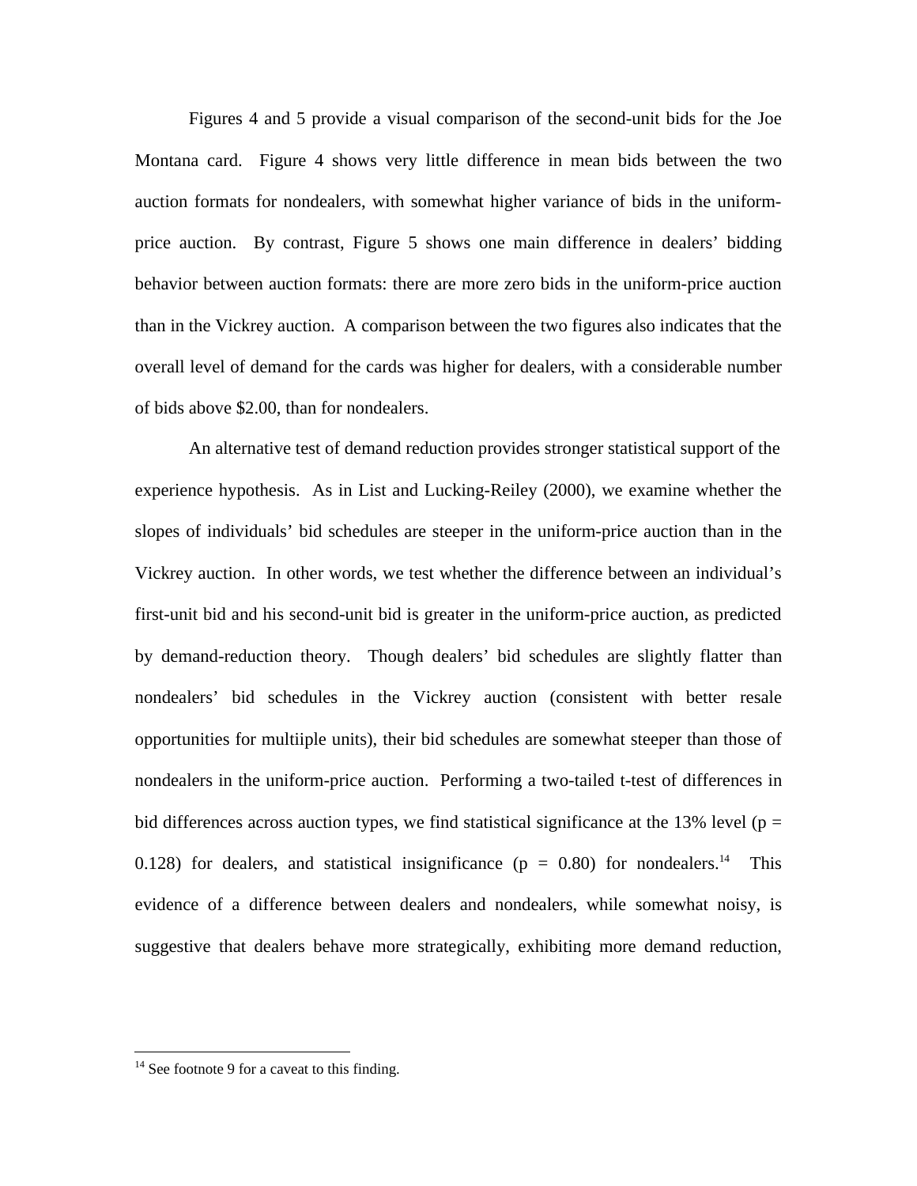Figures 4 and 5 provide a visual comparison of the second-unit bids for the Joe Montana card. Figure 4 shows very little difference in mean bids between the two auction formats for nondealers, with somewhat higher variance of bids in the uniform-price auction. By contrast, Figure 5 shows one main difference in dealers' bidding behavior between auction formats: there are more zero bids in the uniform-price auction than in the Vickrey auction. A comparison between the two figures also indicates that the overall level of demand for the cards was higher for dealers, with a considerable number of bids above $2.00, than for nondealers.

An alternative test of demand reduction provides stronger statistical support of the experience hypothesis. As in List and Lucking-Reiley (2000), we examine whether the slopes of individuals' bid schedules are steeper in the uniform-price auction than in the Vickrey auction. In other words, we test whether the difference between an individual's first-unit bid and his second-unit bid is greater in the uniform-price auction, as predicted by demand-reduction theory. Though dealers' bid schedules are slightly flatter than nondealers' bid schedules in the Vickrey auction (consistent with better resale opportunities for multiiple units), their bid schedules are somewhat steeper than those of nondealers in the uniform-price auction. Performing a two-tailed t-test of differences in bid differences across auction types, we find statistical significance at the 13% level ($p = 0.128$) for dealers, and statistical insignificance ($p = 0.80$) for nondealers.[14] This evidence of a difference between dealers and nondealers, while somewhat noisy, is suggestive that dealers behave more strategically, exhibiting more demand reduction,

[14] See footnote 9 for a caveat to this finding.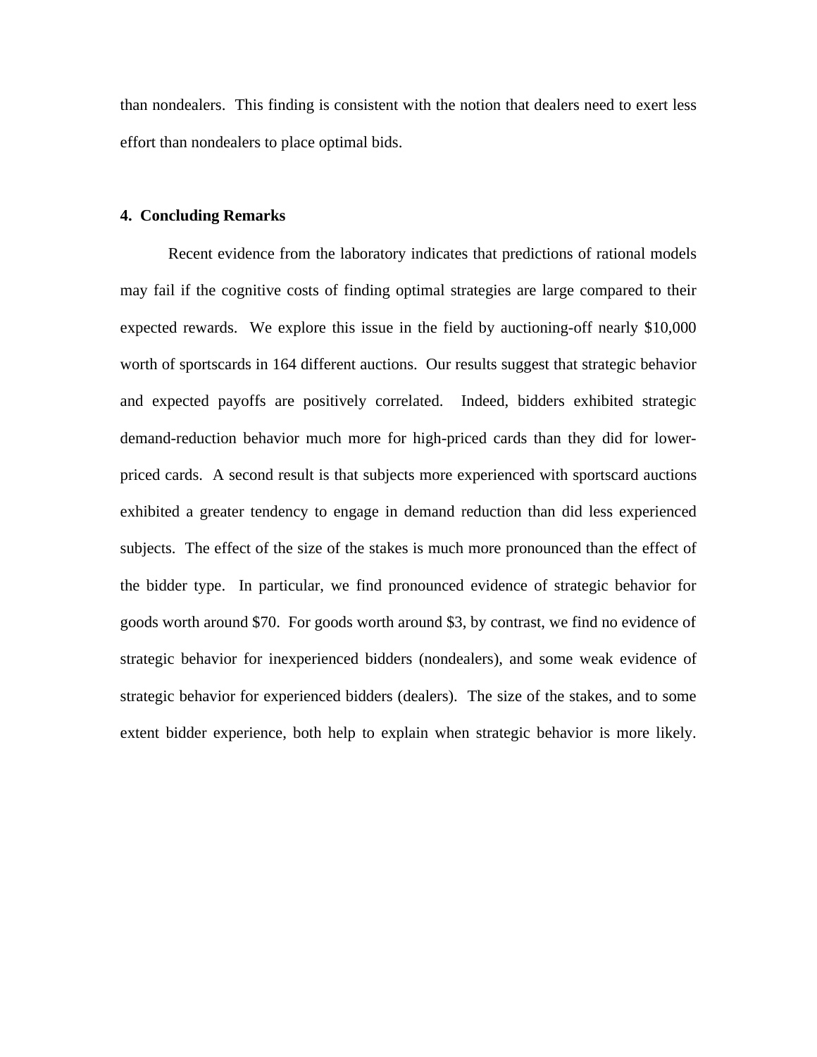than nondealers. This finding is consistent with the notion that dealers need to exert less effort than nondealers to place optimal bids.

## 4. Concluding Remarks

Recent evidence from the laboratory indicates that predictions of rational models may fail if the cognitive costs of finding optimal strategies are large compared to their expected rewards. We explore this issue in the field by auctioning-off nearly $10,000 worth of sportscards in 164 different auctions. Our results suggest that strategic behavior and expected payoffs are positively correlated. Indeed, bidders exhibited strategic demand-reduction behavior much more for high-priced cards than they did for lower-priced cards. A second result is that subjects more experienced with sportscard auctions exhibited a greater tendency to engage in demand reduction than did less experienced subjects. The effect of the size of the stakes is much more pronounced than the effect of the bidder type. In particular, we find pronounced evidence of strategic behavior for goods worth around $70. For goods worth around $3, by contrast, we find no evidence of strategic behavior for inexperienced bidders (nondealers), and some weak evidence of strategic behavior for experienced bidders (dealers). The size of the stakes, and to some extent bidder experience, both help to explain when strategic behavior is more likely.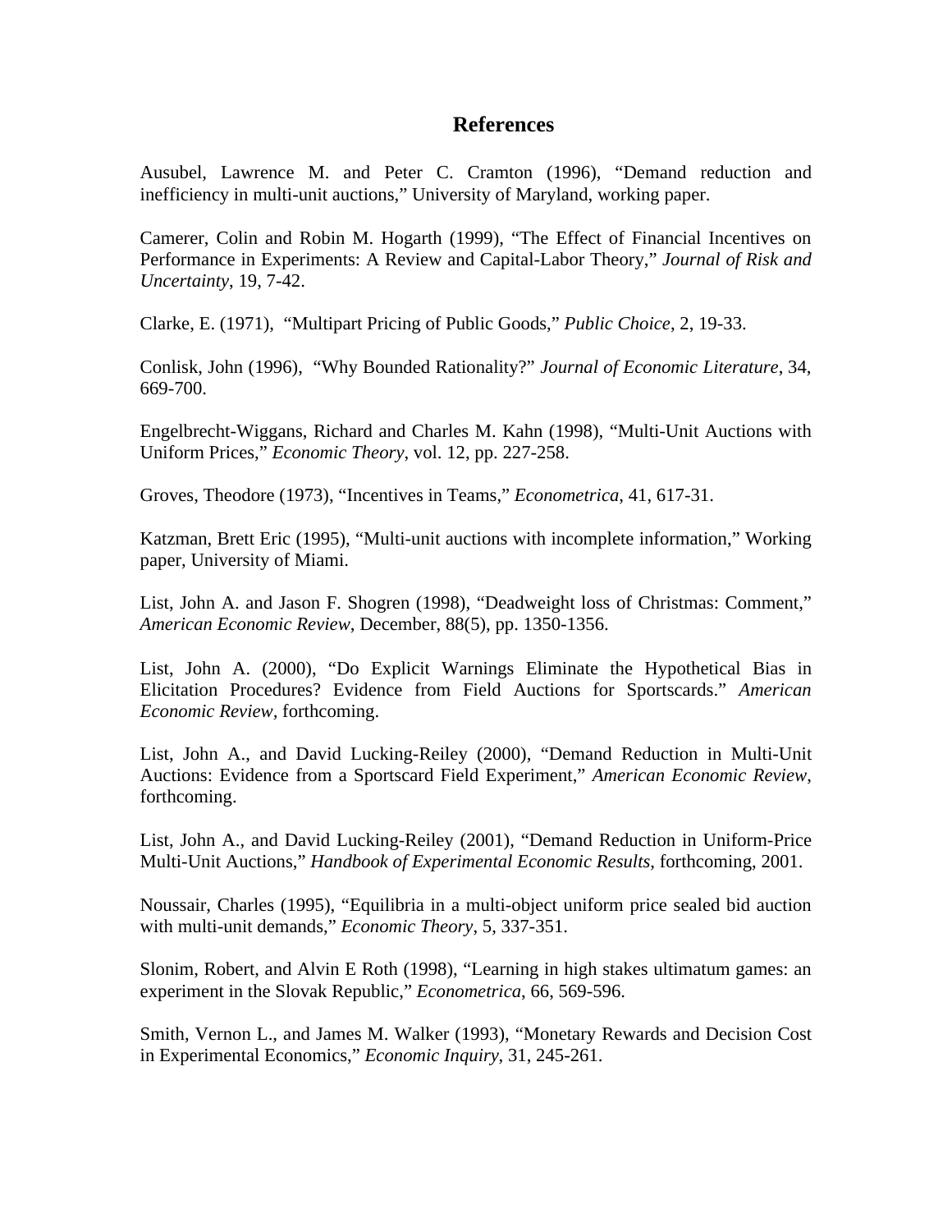# References

Ausubel, Lawrence M. and Peter C. Cramton (1996), "Demand reduction and inefficiency in multi-unit auctions," University of Maryland, working paper.

Camerer, Colin and Robin M. Hogarth (1999), "The Effect of Financial Incentives on Performance in Experiments: A Review and Capital-Labor Theory," *Journal of Risk and Uncertainty*, 19, 7-42.

Clarke, E. (1971), "Multipart Pricing of Public Goods," *Public Choice*, 2, 19-33.

Conlisk, John (1996), "Why Bounded Rationality?" *Journal of Economic Literature*, 34, 669-700.

Engelbrecht-Wiggans, Richard and Charles M. Kahn (1998), "Multi-Unit Auctions with Uniform Prices," *Economic Theory*, vol. 12, pp. 227-258.

Groves, Theodore (1973), "Incentives in Teams," *Econometrica*, 41, 617-31.

Katzman, Brett Eric (1995), "Multi-unit auctions with incomplete information," Working paper, University of Miami.

List, John A. and Jason F. Shogren (1998), "Deadweight loss of Christmas: Comment," *American Economic Review*, December, 88(5), pp. 1350-1356.

List, John A. (2000), "Do Explicit Warnings Eliminate the Hypothetical Bias in Elicitation Procedures? Evidence from Field Auctions for Sportscards." *American Economic Review*, forthcoming.

List, John A., and David Lucking-Reiley (2000), "Demand Reduction in Multi-Unit Auctions: Evidence from a Sportscard Field Experiment," *American Economic Review*, forthcoming.

List, John A., and David Lucking-Reiley (2001), "Demand Reduction in Uniform-Price Multi-Unit Auctions," *Handbook of Experimental Economic Results*, forthcoming, 2001.

Noussair, Charles (1995), "Equilibria in a multi-object uniform price sealed bid auction with multi-unit demands," *Economic Theory*, 5, 337-351.

Slonim, Robert, and Alvin E Roth (1998), "Learning in high stakes ultimatum games: an experiment in the Slovak Republic," *Econometrica*, 66, 569-596.

Smith, Vernon L., and James M. Walker (1993), "Monetary Rewards and Decision Cost in Experimental Economics," *Economic Inquiry*, 31, 245-261.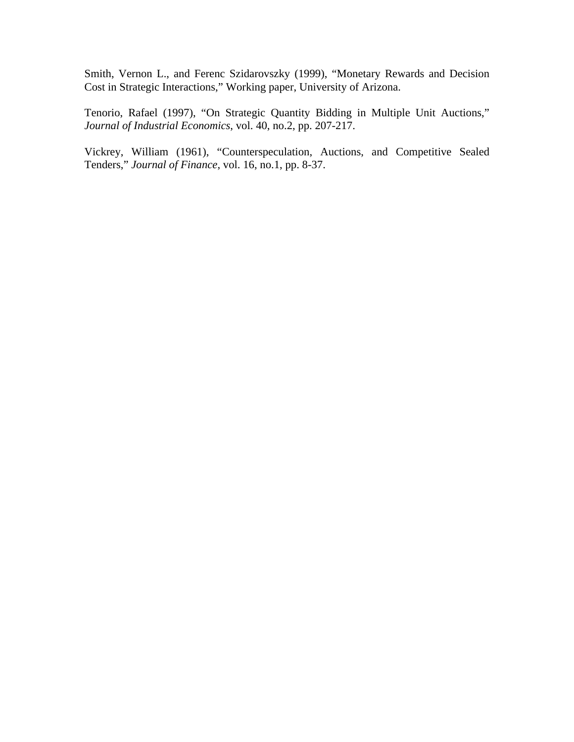Smith, Vernon L., and Ferenc Szidarovszky (1999), "Monetary Rewards and Decision Cost in Strategic Interactions," Working paper, University of Arizona.

Tenorio, Rafael (1997), "On Strategic Quantity Bidding in Multiple Unit Auctions," *Journal of Industrial Economics*, vol. 40, no.2, pp. 207-217.

Vickrey, William (1961), "Counterspeculation, Auctions, and Competitive Sealed Tenders," *Journal of Finance*, vol. 16, no.1, pp. 8-37.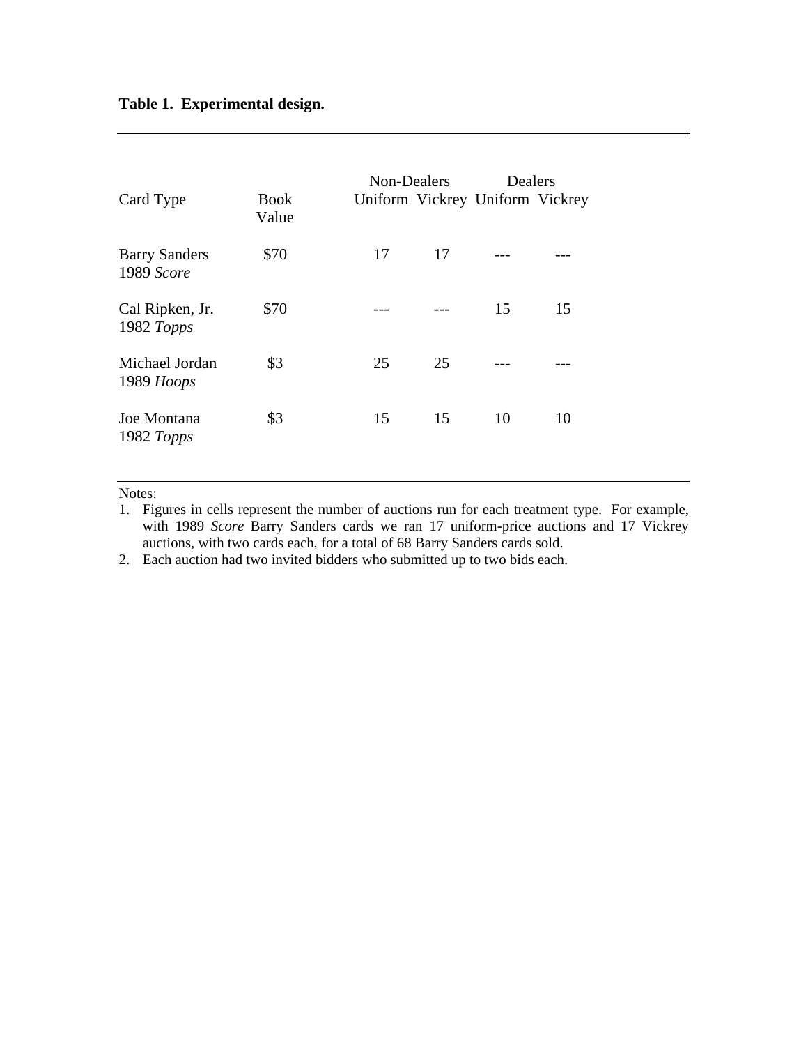**Table 1. Experimental design.**

| Card Type | Book Value | Non-Dealers | | Dealers | |
|---|---|---|---|---|---|
| | | Uniform | Vickrey | Uniform | Vickrey |
| Barry Sanders 1989 *Score* | \$70 | 17 | 17 | --- | --- |
| Cal Ripken, Jr. 1982 *Topps* | \$70 | --- | --- | 15 | 15 |
| Michael Jordan 1989 *Hoops* | \$3 | 25 | 25 | --- | --- |
| Joe Montana 1982 *Topps* | \$3 | 15 | 15 | 10 | 10 |

Notes:

1. Figures in cells represent the number of auctions run for each treatment type. For example, with 1989 *Score* Barry Sanders cards we ran 17 uniform-price auctions and 17 Vickrey auctions, with two cards each, for a total of 68 Barry Sanders cards sold.
2. Each auction had two invited bidders who submitted up to two bids each.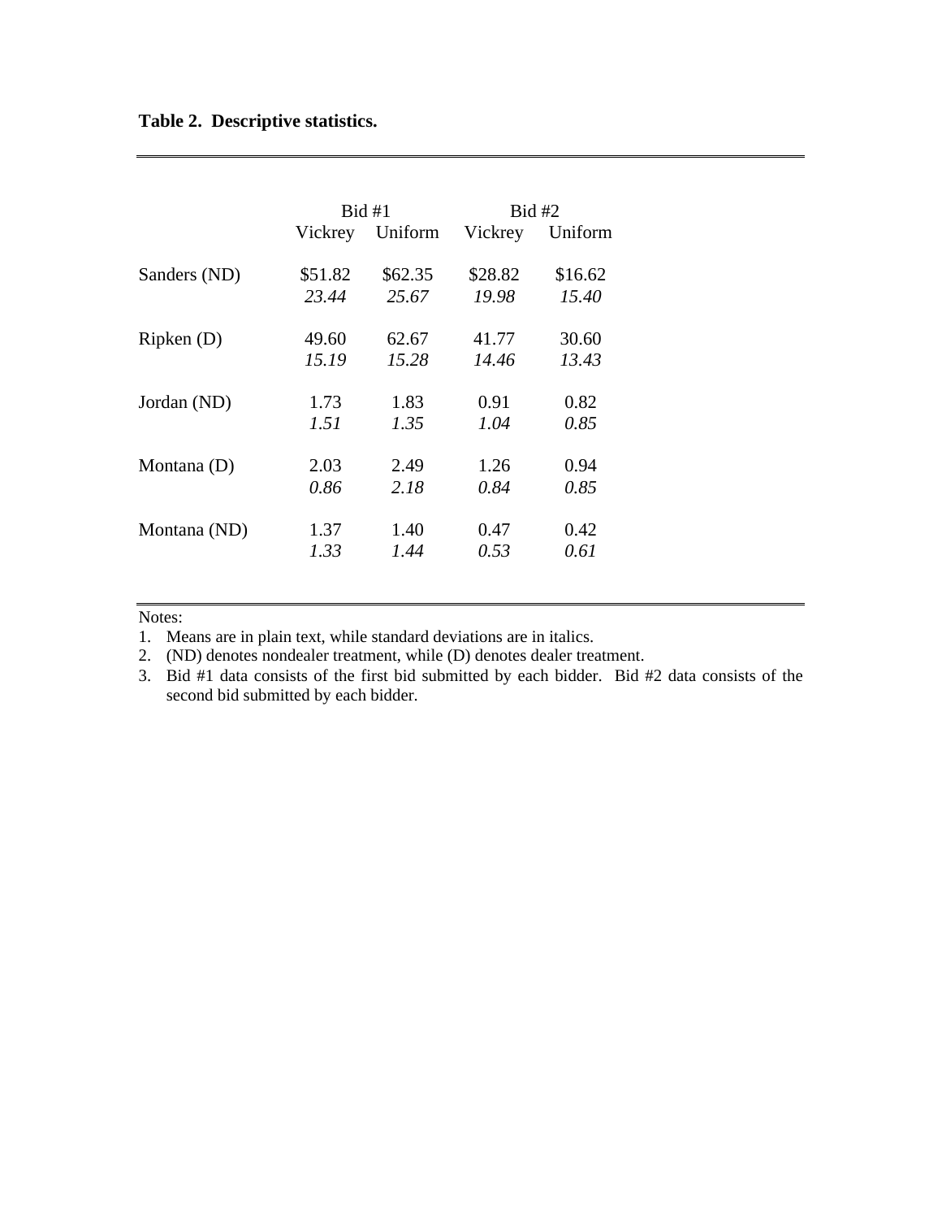**Table 2. Descriptive statistics.**

| | Bid #1 | | Bid #2 | |
|---|---|---|---|---|
| | Vickrey | Uniform | Vickrey | Uniform |
| Sanders (ND) | $51.82 | $62.35 | $28.82 | $16.62 |
| | *23.44* | *25.67* | *19.98* | *15.40* |
| Ripken (D) | 49.60 | 62.67 | 41.77 | 30.60 |
| | *15.19* | *15.28* | *14.46* | *13.43* |
| Jordan (ND) | 1.73 | 1.83 | 0.91 | 0.82 |
| | *1.51* | *1.35* | *1.04* | *0.85* |
| Montana (D) | 2.03 | 2.49 | 1.26 | 0.94 |
| | *0.86* | *2.18* | *0.84* | *0.85* |
| Montana (ND) | 1.37 | 1.40 | 0.47 | 0.42 |
| | *1.33* | *1.44* | *0.53* | *0.61* |

Notes:

1. Means are in plain text, while standard deviations are in italics.
2. (ND) denotes nondealer treatment, while (D) denotes dealer treatment.
3. Bid #1 data consists of the first bid submitted by each bidder. Bid #2 data consists of the second bid submitted by each bidder.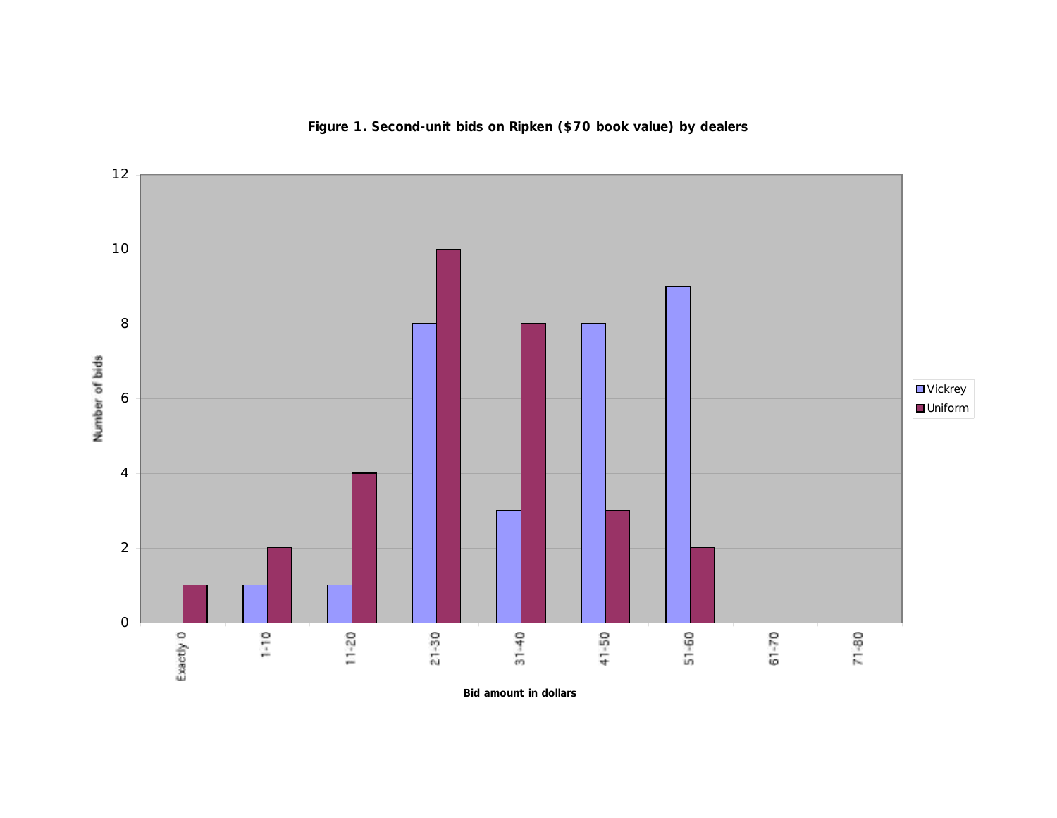**Figure 1. Second-unit bids on Ripken ($70 book value) by dealers**

| Bid amount in dollars | Vickrey | Uniform |
| --- | --- | --- |
| Exactly 0 | 0 | 1 |
| 1-10 | 1 | 2 |
| 11-20 | 1 | 4 |
| 21-30 | 8 | 10 |
| 31-40 | 3 | 8 |
| 41-50 | 8 | 3 |
| 51-60 | 9 | 2 |
| 61-70 | 0 | 0 |
| 71-80 | 0 | 0 |

Number of bids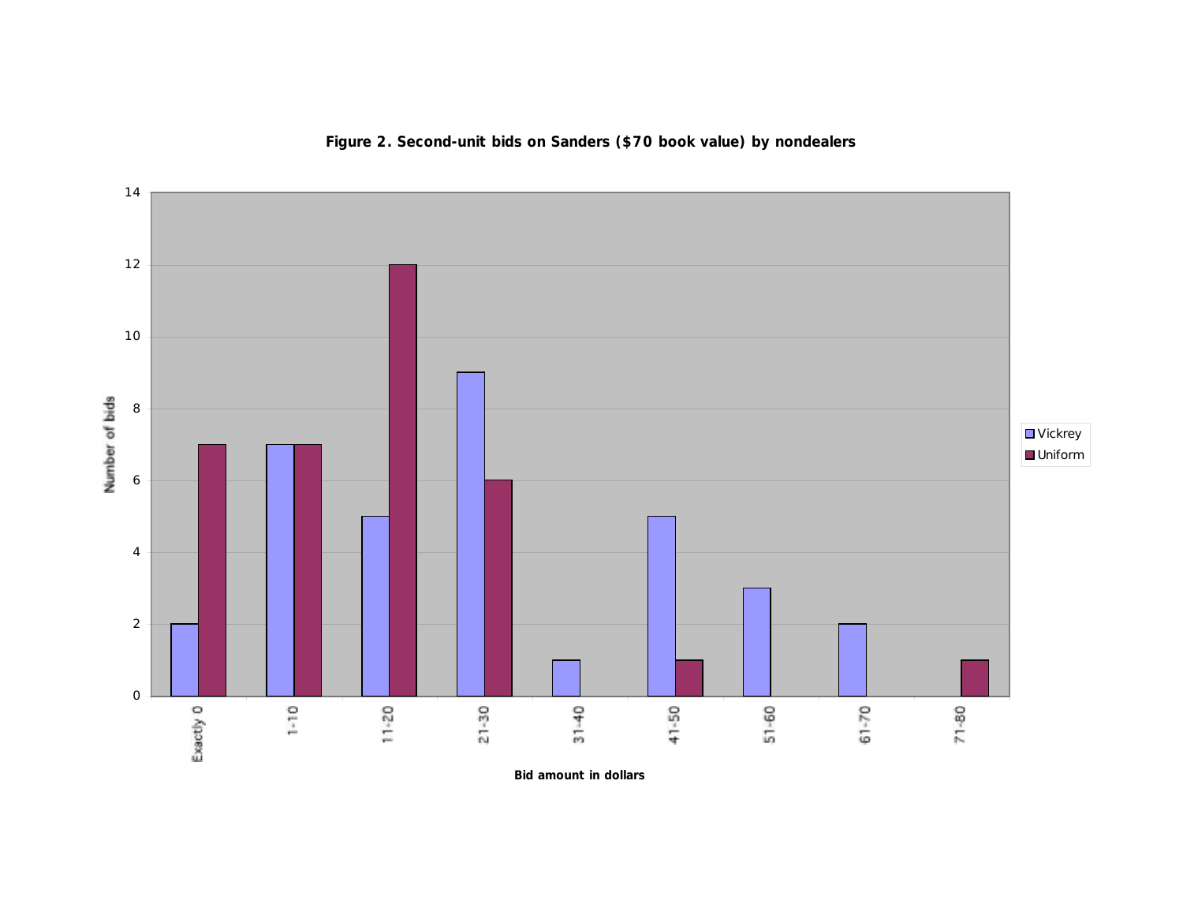**Figure 2. Second-unit bids on Sanders ($70 book value) by nondealers**

| Bid amount in dollars | Vickrey | Uniform |
|---|---|---|
| Exactly 0 | 2 | 7 |
| 1-10 | 7 | 7 |
| 11-20 | 5 | 12 |
| 21-30 | 9 | 6 |
| 31-40 | 1 | 0 |
| 41-50 | 5 | 1 |
| 51-60 | 3 | 0 |
| 61-70 | 2 | 0 |
| 71-80 | 0 | 1 |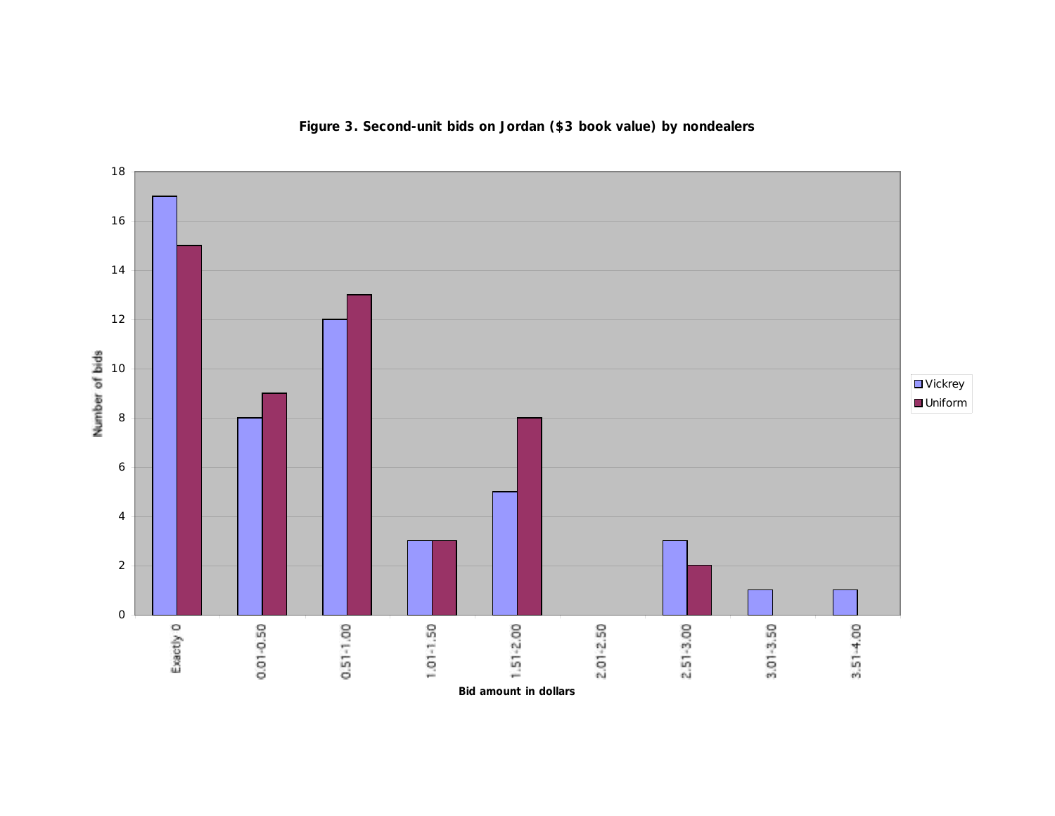**Figure 3. Second-unit bids on Jordan ($3 book value) by nondealers**

| Bid amount in dollars | Vickrey | Uniform |
| --- | --- | --- |
| Exactly 0 | 17 | 15 |
| 0.01-0.50 | 8 | 9 |
| 0.51-1.00 | 12 | 13 |
| 1.01-1.50 | 3 | 3 |
| 1.51-2.00 | 5 | 8 |
| 2.01-2.50 | 0 | 0 |
| 2.51-3.00 | 3 | 2 |
| 3.01-3.50 | 1 | 0 |
| 3.51-4.00 | 1 | 0 |

*Values in the "Vickrey" and "Uniform" columns are the number of bids.*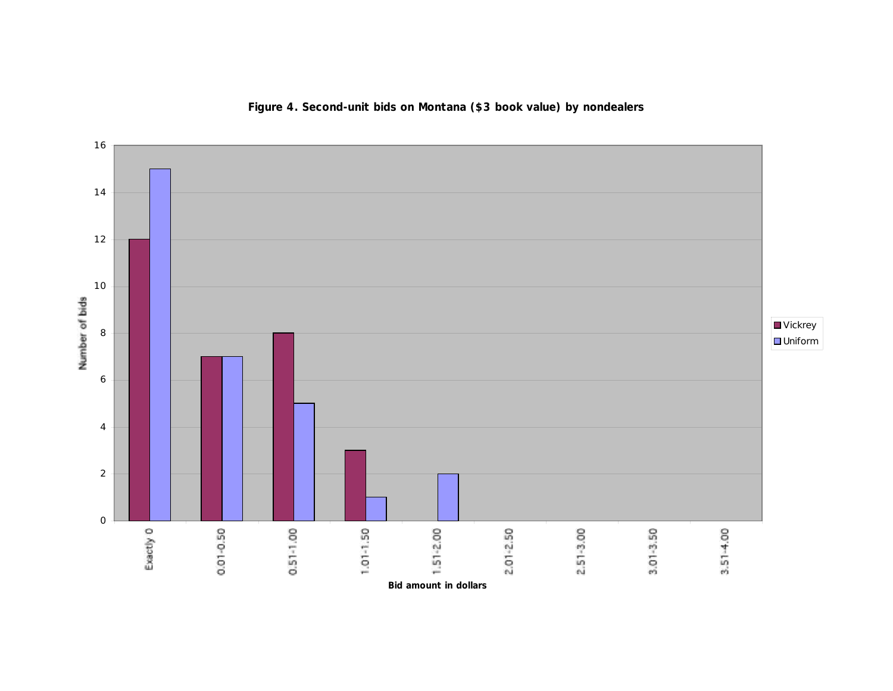**Figure 4. Second-unit bids on Montana ($3 book value) by nondealers**

| Bid amount in dollars | Vickrey | Uniform |
|---|---|---|
| Exactly 0 | 12 | 15 |
| 0.01-0.50 | 7 | 7 |
| 0.51-1.00 | 8 | 5 |
| 1.01-1.50 | 3 | 1 |
| 1.51-2.00 | 0 | 2 |
| 2.01-2.50 | 0 | 0 |
| 2.51-3.00 | 0 | 0 |
| 3.01-3.50 | 0 | 0 |
| 3.51-4.00 | 0 | 0 |

Number of bids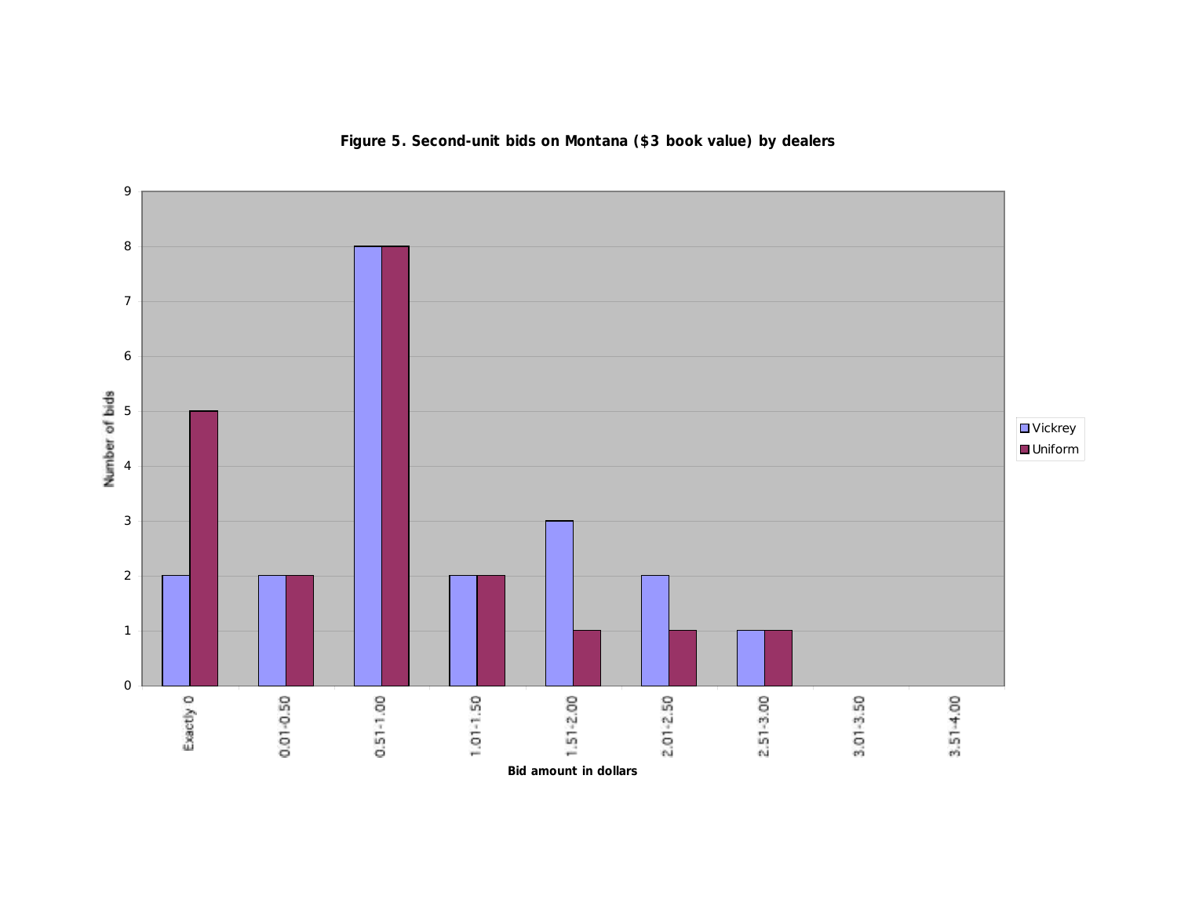**Figure 5. Second-unit bids on Montana ($3 book value) by dealers**

| Bid amount in dollars | Vickrey | Uniform |
|---|---|---|
| Exactly 0 | 2 | 5 |
| 0.01-0.50 | 2 | 2 |
| 0.51-1.00 | 8 | 8 |
| 1.01-1.50 | 2 | 2 |
| 1.51-2.00 | 3 | 1 |
| 2.01-2.50 | 2 | 1 |
| 2.51-3.00 | 1 | 1 |
| 3.01-3.50 | 0 | 0 |
| 3.51-4.00 | 0 | 0 |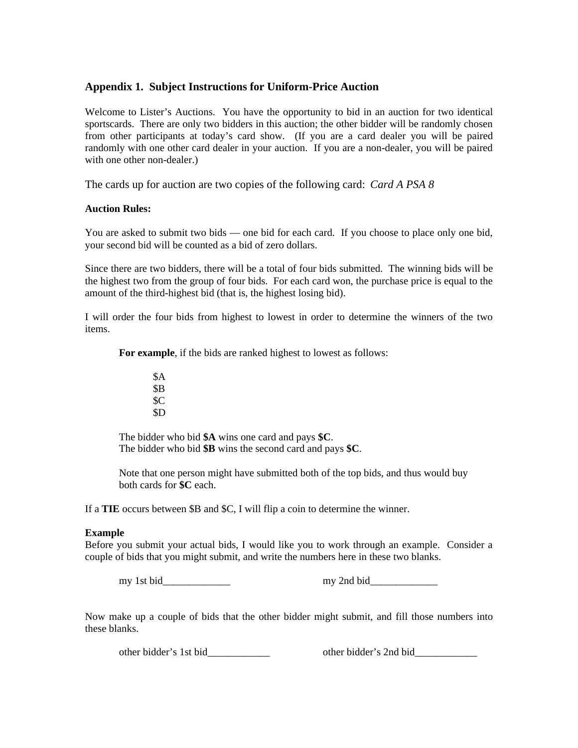## Appendix 1. Subject Instructions for Uniform-Price Auction

Welcome to Lister's Auctions. You have the opportunity to bid in an auction for two identical sportscards. There are only two bidders in this auction; the other bidder will be randomly chosen from other participants at today's card show. (If you are a card dealer you will be paired randomly with one other card dealer in your auction. If you are a non-dealer, you will be paired with one other non-dealer.)

The cards up for auction are two copies of the following card: *Card A PSA 8*

**Auction Rules:**

You are asked to submit two bids — one bid for each card. If you choose to place only one bid, your second bid will be counted as a bid of zero dollars.

Since there are two bidders, there will be a total of four bids submitted. The winning bids will be the highest two from the group of four bids. For each card won, the purchase price is equal to the amount of the third-highest bid (that is, the highest losing bid).

I will order the four bids from highest to lowest in order to determine the winners of the two items.

> **For example**, if the bids are ranked highest to lowest as follows:
>
> $A
> $B
> $C
> $D
>
> The bidder who bid **$A** wins one card and pays **$C**.
> The bidder who bid **$B** wins the second card and pays **$C**.
>
> Note that one person might have submitted both of the top bids, and thus would buy both cards for **$C** each.

If a **TIE** occurs between $B and $C, I will flip a coin to determine the winner.

**Example**
Before you submit your actual bids, I would like you to work through an example. Consider a couple of bids that you might submit, and write the numbers here in these two blanks.

my 1st bid_____________ my 2nd bid_____________

Now make up a couple of bids that the other bidder might submit, and fill those numbers into these blanks.

other bidder's 1st bid____________ other bidder's 2nd bid____________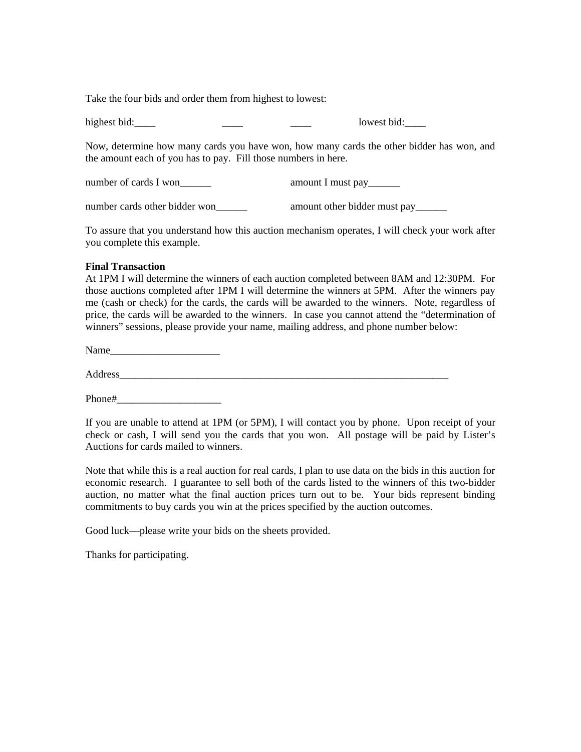Take the four bids and order them from highest to lowest:

highest bid:____ ____ ____ lowest bid:____

Now, determine how many cards you have won, how many cards the other bidder has won, and the amount each of you has to pay. Fill those numbers in here.

number of cards I won______ amount I must pay______

number cards other bidder won______ amount other bidder must pay______

To assure that you understand how this auction mechanism operates, I will check your work after you complete this example.

**Final Transaction**

At 1PM I will determine the winners of each auction completed between 8AM and 12:30PM. For those auctions completed after 1PM I will determine the winners at 5PM. After the winners pay me (cash or check) for the cards, the cards will be awarded to the winners. Note, regardless of price, the cards will be awarded to the winners. In case you cannot attend the "determination of winners" sessions, please provide your name, mailing address, and phone number below:

Name_____________________

Address____________________________________________________________________

Phone#____________________

If you are unable to attend at 1PM (or 5PM), I will contact you by phone. Upon receipt of your check or cash, I will send you the cards that you won. All postage will be paid by Lister's Auctions for cards mailed to winners.

Note that while this is a real auction for real cards, I plan to use data on the bids in this auction for economic research. I guarantee to sell both of the cards listed to the winners of this two-bidder auction, no matter what the final auction prices turn out to be. Your bids represent binding commitments to buy cards you win at the prices specified by the auction outcomes.

Good luck—please write your bids on the sheets provided.

Thanks for participating.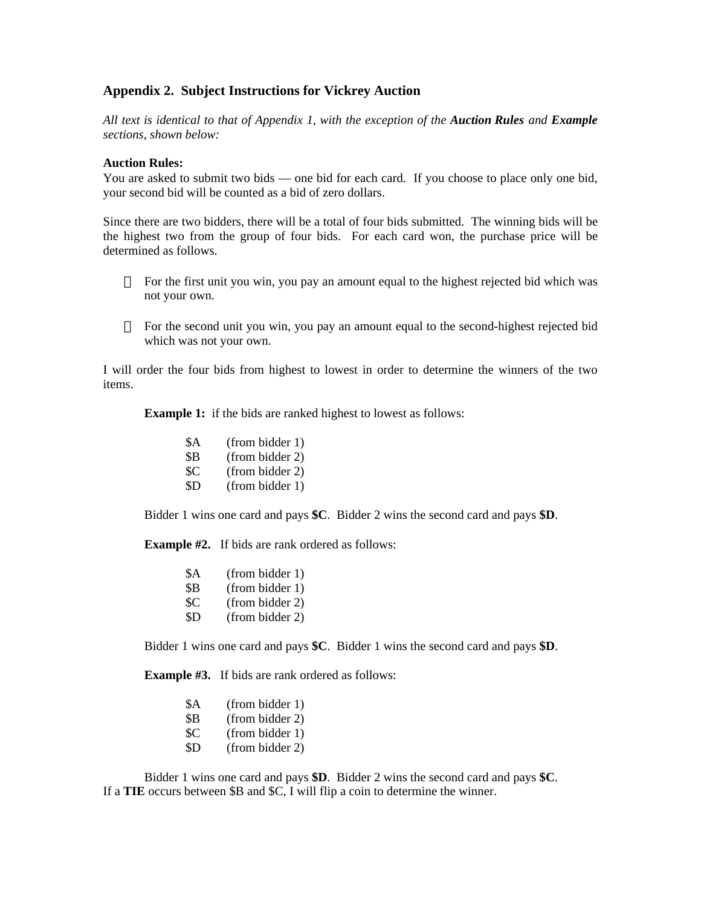### Appendix 2. Subject Instructions for Vickrey Auction

*All text is identical to that of Appendix 1, with the exception of the **Auction Rules** and **Example** sections, shown below:*

**Auction Rules:**
You are asked to submit two bids — one bid for each card. If you choose to place only one bid, your second bid will be counted as a bid of zero dollars.

Since there are two bidders, there will be a total of four bids submitted. The winning bids will be the highest two from the group of four bids. For each card won, the purchase price will be determined as follows.

- For the first unit you win, you pay an amount equal to the highest rejected bid which was not your own.
- For the second unit you win, you pay an amount equal to the second-highest rejected bid which was not your own.

I will order the four bids from highest to lowest in order to determine the winners of the two items.

**Example 1:** if the bids are ranked highest to lowest as follows:

$A (from bidder 1)
$B (from bidder 2)
$C (from bidder 2)
$D (from bidder 1)

Bidder 1 wins one card and pays **$C**. Bidder 2 wins the second card and pays **$D**.

**Example #2.** If bids are rank ordered as follows:

$A (from bidder 1)
$B (from bidder 1)
$C (from bidder 2)
$D (from bidder 2)

Bidder 1 wins one card and pays **$C**. Bidder 1 wins the second card and pays **$D**.

**Example #3.** If bids are rank ordered as follows:

$A (from bidder 1)
$B (from bidder 2)
$C (from bidder 1)
$D (from bidder 2)

Bidder 1 wins one card and pays **$D**. Bidder 2 wins the second card and pays **$C**.
If a **TIE** occurs between $B and $C, I will flip a coin to determine the winner.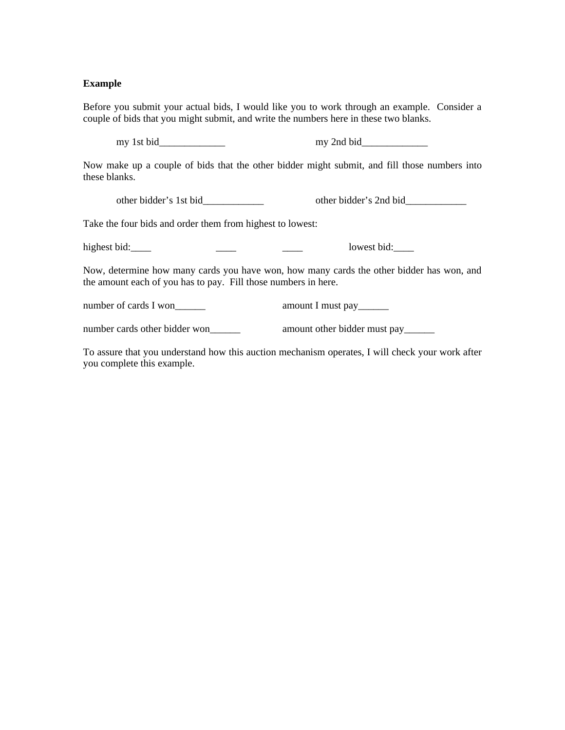**Example**

Before you submit your actual bids, I would like you to work through an example. Consider a couple of bids that you might submit, and write the numbers here in these two blanks.

my 1st bid_____________ my 2nd bid_____________

Now make up a couple of bids that the other bidder might submit, and fill those numbers into these blanks.

other bidder's 1st bid____________ other bidder's 2nd bid____________

Take the four bids and order them from highest to lowest:

highest bid:____ ____ ____ lowest bid:____

Now, determine how many cards you have won, how many cards the other bidder has won, and the amount each of you has to pay. Fill those numbers in here.

number of cards I won______ amount I must pay______

number cards other bidder won______ amount other bidder must pay______

To assure that you understand how this auction mechanism operates, I will check your work after you complete this example.